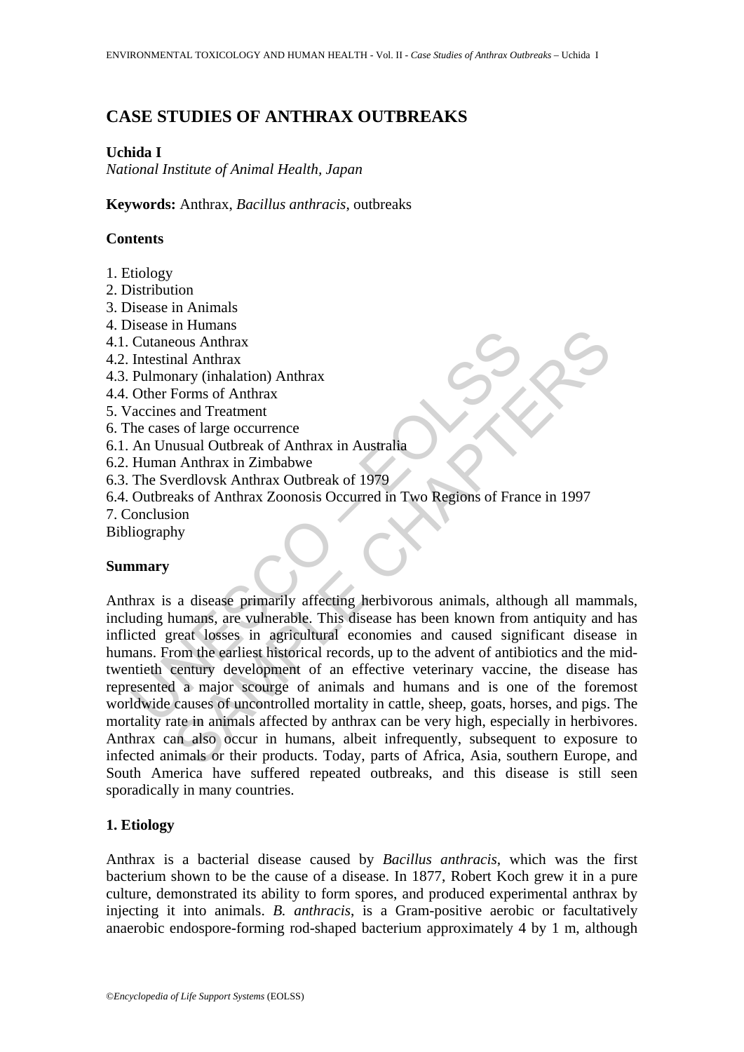# CASE STUDIES OF ANTHRAX OUTBREAKS

**Uchida I**

*National Institute of Animal Health, Japan*

**Keywords:** Anthrax, *Bacillus anthracis*, outbreaks

## Contents

1. Etiology
2. Distribution
3. Disease in Animals
4. Disease in Humans
4.1. Cutaneous Anthrax
4.2. Intestinal Anthrax
4.3. Pulmonary (inhalation) Anthrax
4.4. Other Forms of Anthrax
5. Vaccines and Treatment
6. The cases of large occurrence
6.1. An Unusual Outbreak of Anthrax in Australia
6.2. Human Anthrax in Zimbabwe
6.3. The Sverdlovsk Anthrax Outbreak of 1979
6.4. Outbreaks of Anthrax Zoonosis Occurred in Two Regions of France in 1997
7. Conclusion

Bibliography

## Summary

Anthrax is a disease primarily affecting herbivorous animals, although all mammals, including humans, are vulnerable. This disease has been known from antiquity and has inflicted great losses in agricultural economies and caused significant disease in humans. From the earliest historical records, up to the advent of antibiotics and the mid-twentieth century development of an effective veterinary vaccine, the disease has represented a major scourge of animals and humans and is one of the foremost worldwide causes of uncontrolled mortality in cattle, sheep, goats, horses, and pigs. The mortality rate in animals affected by anthrax can be very high, especially in herbivores. Anthrax can also occur in humans, albeit infrequently, subsequent to exposure to infected animals or their products. Today, parts of Africa, Asia, southern Europe, and South America have suffered repeated outbreaks, and this disease is still seen sporadically in many countries.

## 1. Etiology

Anthrax is a bacterial disease caused by *Bacillus anthracis*, which was the first bacterium shown to be the cause of a disease. In 1877, Robert Koch grew it in a pure culture, demonstrated its ability to form spores, and produced experimental anthrax by injecting it into animals. *B. anthracis*, is a Gram-positive aerobic or facultatively anaerobic endospore-forming rod-shaped bacterium approximately 4 by 1 m, although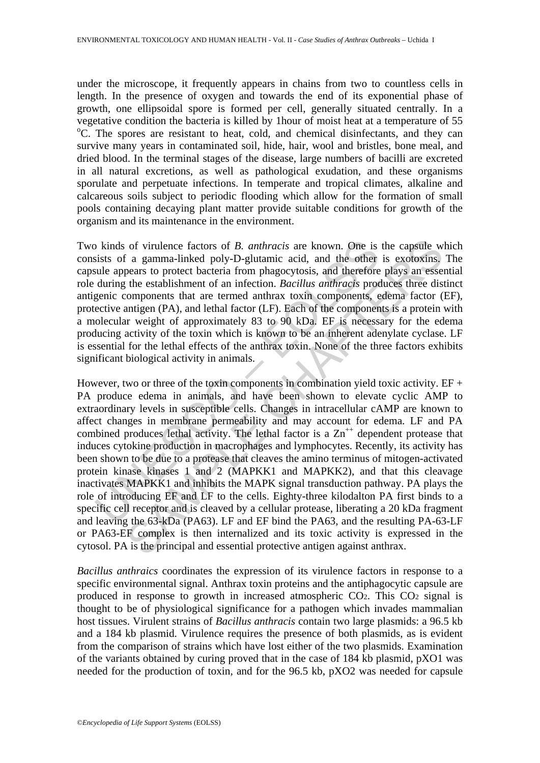under the microscope, it frequently appears in chains from two to countless cells in length. In the presence of oxygen and towards the end of its exponential phase of growth, one ellipsoidal spore is formed per cell, generally situated centrally. In a vegetative condition the bacteria is killed by 1hour of moist heat at a temperature of 55 $^{o}$C. The spores are resistant to heat, cold, and chemical disinfectants, and they can survive many years in contaminated soil, hide, hair, wool and bristles, bone meal, and dried blood. In the terminal stages of the disease, large numbers of bacilli are excreted in all natural excretions, as well as pathological exudation, and these organisms sporulate and perpetuate infections. In temperate and tropical climates, alkaline and calcareous soils subject to periodic flooding which allow for the formation of small pools containing decaying plant matter provide suitable conditions for growth of the organism and its maintenance in the environment.

Two kinds of virulence factors of *B. anthracis* are known. One is the capsule which consists of a gamma-linked poly-D-glutamic acid, and the other is exotoxins. The capsule appears to protect bacteria from phagocytosis, and therefore plays an essential role during the establishment of an infection. *Bacillus anthracis* produces three distinct antigenic components that are termed anthrax toxin components, edema factor (EF), protective antigen (PA), and lethal factor (LF). Each of the components is a protein with a molecular weight of approximately 83 to 90 kDa. EF is necessary for the edema producing activity of the toxin which is known to be an inherent adenylate cyclase. LF is essential for the lethal effects of the anthrax toxin. None of the three factors exhibits significant biological activity in animals.

However, two or three of the toxin components in combination yield toxic activity. EF + PA produce edema in animals, and have been shown to elevate cyclic AMP to extraordinary levels in susceptible cells. Changes in intracellular cAMP are known to affect changes in membrane permeability and may account for edema. LF and PA combined produces lethal activity. The lethal factor is a $Zn^{++}$ dependent protease that induces cytokine production in macrophages and lymphocytes. Recently, its activity has been shown to be due to a protease that cleaves the amino terminus of mitogen-activated protein kinase kinases 1 and 2 (MAPKK1 and MAPKK2), and that this cleavage inactivates MAPKK1 and inhibits the MAPK signal transduction pathway. PA plays the role of introducing EF and LF to the cells. Eighty-three kilodalton PA first binds to a specific cell receptor and is cleaved by a cellular protease, liberating a 20 kDa fragment and leaving the 63-kDa (PA63). LF and EF bind the PA63, and the resulting PA-63-LF or PA63-EF complex is then internalized and its toxic activity is expressed in the cytosol. PA is the principal and essential protective antigen against anthrax.

*Bacillus anthraics* coordinates the expression of its virulence factors in response to a specific environmental signal. Anthrax toxin proteins and the antiphagocytic capsule are produced in response to growth in increased atmospheric $CO_2$. This $CO_2$ signal is thought to be of physiological significance for a pathogen which invades mammalian host tissues. Virulent strains of *Bacillus anthracis* contain two large plasmids: a 96.5 kb and a 184 kb plasmid. Virulence requires the presence of both plasmids, as is evident from the comparison of strains which have lost either of the two plasmids. Examination of the variants obtained by curing proved that in the case of 184 kb plasmid, pXO1 was needed for the production of toxin, and for the 96.5 kb, pXO2 was needed for capsule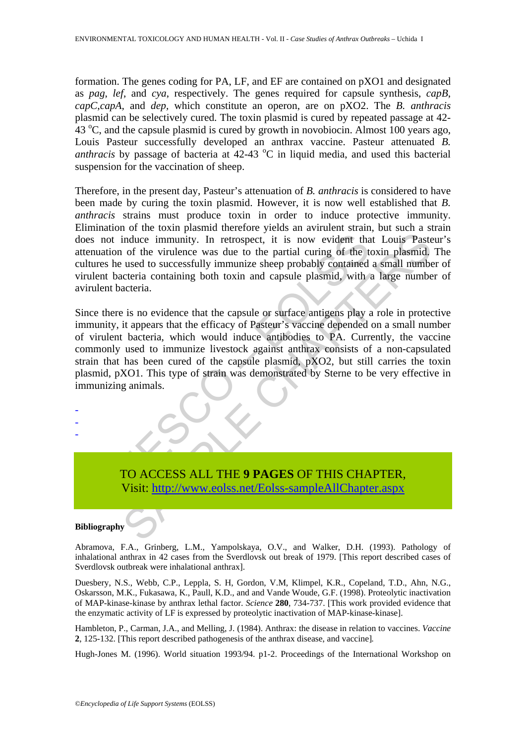formation. The genes coding for PA, LF, and EF are contained on pXO1 and designated as *pag*, *lef*, and *cya*, respectively. The genes required for capsule synthesis, *capB*, *capC,capA*, and *dep*, which constitute an operon, are on pXO2. The *B. anthracis* plasmid can be selectively cured. The toxin plasmid is cured by repeated passage at 42-43 $^{o}$C, and the capsule plasmid is cured by growth in novobiocin. Almost 100 years ago, Louis Pasteur successfully developed an anthrax vaccine. Pasteur attenuated *B. anthracis* by passage of bacteria at 42-43 $^{o}$C in liquid media, and used this bacterial suspension for the vaccination of sheep.

Therefore, in the present day, Pasteur's attenuation of *B. anthracis* is considered to have been made by curing the toxin plasmid. However, it is now well established that *B. anthracis* strains must produce toxin in order to induce protective immunity. Elimination of the toxin plasmid therefore yields an avirulent strain, but such a strain does not induce immunity. In retrospect, it is now evident that Louis Pasteur's attenuation of the virulence was due to the partial curing of the toxin plasmid. The cultures he used to successfully immunize sheep probably contained a small number of virulent bacteria containing both toxin and capsule plasmid, with a large number of avirulent bacteria.

Since there is no evidence that the capsule or surface antigens play a role in protective immunity, it appears that the efficacy of Pasteur's vaccine depended on a small number of virulent bacteria, which would induce antibodies to PA. Currently, the vaccine commonly used to immunize livestock against anthrax consists of a non-capsulated strain that has been cured of the capsule plasmid, pXO2, but still carries the toxin plasmid, pXO1. This type of strain was demonstrated by Sterne to be very effective in immunizing animals.

-
-
-

TO ACCESS ALL THE **9 PAGES** OF THIS CHAPTER,
Visit: [http://www.eolss.net/Eolss-sampleAllChapter.aspx](http://www.eolss.net/Eolss-sampleAllChapter.aspx)

**Bibliography**

Abramova, F.A., Grinberg, L.M., Yampolskaya, O.V., and Walker, D.H. (1993). Pathology of inhalational anthrax in 42 cases from the Sverdlovsk out break of 1979. [This report described cases of Sverdlovsk outbreak were inhalational anthrax].

Duesbery, N.S., Webb, C.P., Leppla, S. H, Gordon, V.M, Klimpel, K.R., Copeland, T.D., Ahn, N.G., Oskarsson, M.K., Fukasawa, K., Paull, K.D., and and Vande Woude, G.F. (1998). Proteolytic inactivation of MAP-kinase-kinase by anthrax lethal factor. *Science* **280**, 734-737. [This work provided evidence that the enzymatic activity of LF is expressed by proteolytic inactivation of MAP-kinase-kinase].

Hambleton, P., Carman, J.A., and Melling, J. (1984). Anthrax: the disease in relation to vaccines. *Vaccine* **2**, 125-132. [This report described pathogenesis of the anthrax disease, and vaccine].

Hugh-Jones M. (1996). World situation 1993/94. p1-2. Proceedings of the International Workshop on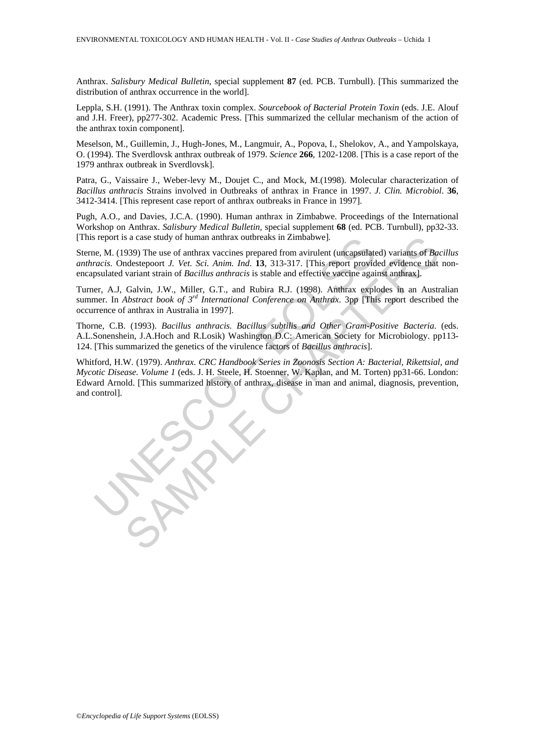Anthrax. *Salisbury Medical Bulletin*, special supplement **87** (ed. PCB. Turnbull). [This summarized the distribution of anthrax occurrence in the world].

Leppla, S.H. (1991). The Anthrax toxin complex. *Sourcebook of Bacterial Protein Toxin* (eds. J.E. Alouf and J.H. Freer), pp277-302. Academic Press. [This summarized the cellular mechanism of the action of the anthrax toxin component].

Meselson, M., Guillemin, J., Hugh-Jones, M., Langmuir, A., Popova, I., Shelokov, A., and Yampolskaya, O. (1994). The Sverdlovsk anthrax outbreak of 1979. *Science* **266**, 1202-1208. [This is a case report of the 1979 anthrax outbreak in Sverdlovsk].

Patra, G., Vaissaire J., Weber-levy M., Doujet C., and Mock, M.(1998). Molecular characterization of *Bacillus anthracis* Strains involved in Outbreaks of anthrax in France in 1997. *J. Clin. Microbiol*. **36**, 3412-3414. [This represent case report of anthrax outbreaks in France in 1997].

Pugh, A.O., and Davies, J.C.A. (1990). Human anthrax in Zimbabwe. Proceedings of the International Workshop on Anthrax. *Salisbury Medical Bulletin*, special supplement **68** (ed. PCB. Turnbull), pp32-33. [This report is a case study of human anthrax outbreaks in Zimbabwe].

Sterne, M. (1939) The use of anthrax vaccines prepared from avirulent (uncapsulated) variants of *Bacillus anthracis*. Ondestepoort *J. Vet. Sci. Anim. Ind*. **13**, 313-317. [This report provided evidence that non-encapsulated variant strain of *Bacillus anthracis* is stable and effective vaccine against anthrax].

Turner, A.J, Galvin, J.W., Miller, G.T., and Rubira R.J. (1998). Anthrax explodes in an Australian summer. In *Abstract book of 3rd International Conference on Anthrax*. 3pp [This report described the occurrence of anthrax in Australia in 1997].

Thorne, C.B. (1993). *Bacillus anthracis. Bacillus subtilis and Other Gram-Positive Bacteria*. (eds. A.L.Sonenshein, J.A.Hoch and R.Losik) Washington D.C: American Society for Microbiology. pp113-124. [This summarized the genetics of the virulence factors of *Bacillus anthracis*].

Whitford, H.W. (1979). *Anthrax. CRC Handbook Series in Zoonosis Section A: Bacterial, Rikettsial, and Mycotic Disease. Volume 1* (eds. J. H. Steele, H. Stoenner, W. Kaplan, and M. Torten) pp31-66. London: Edward Arnold. [This summarized history of anthrax, disease in man and animal, diagnosis, prevention, and control].